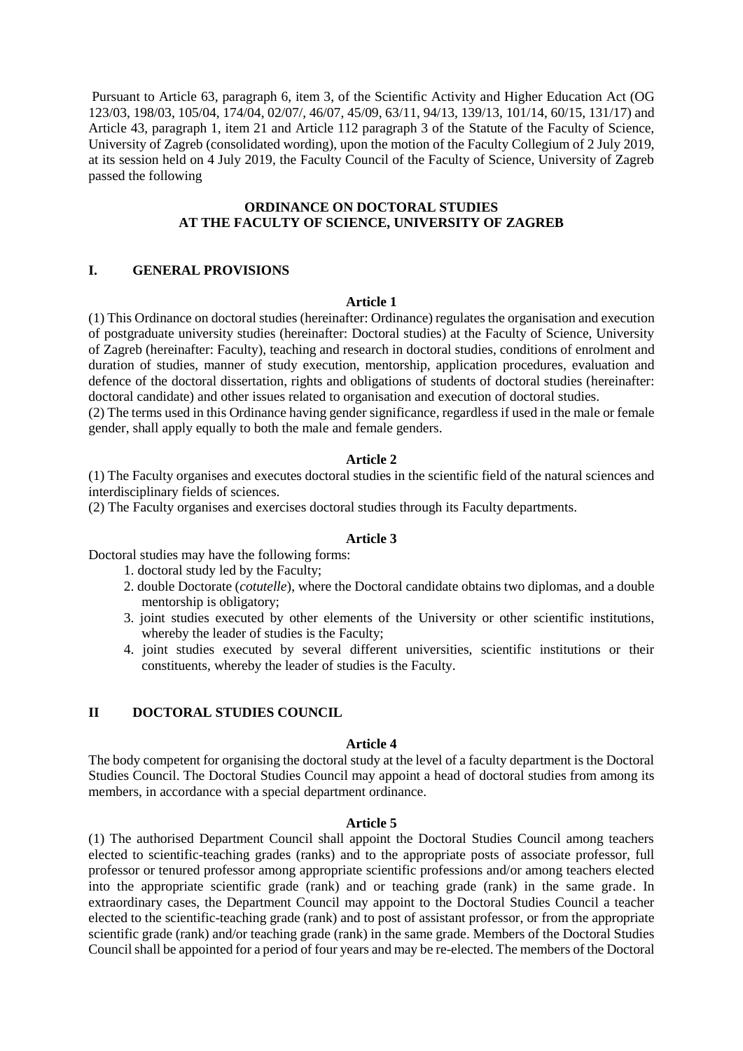Pursuant to Article 63, paragraph 6, item 3, of the Scientific Activity and Higher Education Act (OG 123/03, 198/03, 105/04, 174/04, 02/07/, 46/07, 45/09, 63/11, 94/13, 139/13, 101/14, 60/15, 131/17) and Article 43, paragraph 1, item 21 and Article 112 paragraph 3 of the Statute of the Faculty of Science, University of Zagreb (consolidated wording), upon the motion of the Faculty Collegium of 2 July 2019, at its session held on 4 July 2019, the Faculty Council of the Faculty of Science, University of Zagreb passed the following

# ORDINANCE ON DOCTORAL STUDIES AT THE FACULTY OF SCIENCE, UNIVERSITY OF ZAGREB

## I. GENERAL PROVISIONS

### Article 1

(1) This Ordinance on doctoral studies (hereinafter: Ordinance) regulates the organisation and execution of postgraduate university studies (hereinafter: Doctoral studies) at the Faculty of Science, University of Zagreb (hereinafter: Faculty), teaching and research in doctoral studies, conditions of enrolment and duration of studies, manner of study execution, mentorship, application procedures, evaluation and defence of the doctoral dissertation, rights and obligations of students of doctoral studies (hereinafter: doctoral candidate) and other issues related to organisation and execution of doctoral studies.

(2) The terms used in this Ordinance having gender significance, regardless if used in the male or female gender, shall apply equally to both the male and female genders.

### Article 2

(1) The Faculty organises and executes doctoral studies in the scientific field of the natural sciences and interdisciplinary fields of sciences.

(2) The Faculty organises and exercises doctoral studies through its Faculty departments.

### Article 3

Doctoral studies may have the following forms:

1. doctoral study led by the Faculty;
2. double Doctorate (*cotutelle*), where the Doctoral candidate obtains two diplomas, and a double mentorship is obligatory;
3. joint studies executed by other elements of the University or other scientific institutions, whereby the leader of studies is the Faculty;
4. joint studies executed by several different universities, scientific institutions or their constituents, whereby the leader of studies is the Faculty.

## II DOCTORAL STUDIES COUNCIL

### Article 4

The body competent for organising the doctoral study at the level of a faculty department is the Doctoral Studies Council. The Doctoral Studies Council may appoint a head of doctoral studies from among its members, in accordance with a special department ordinance.

### Article 5

(1) The authorised Department Council shall appoint the Doctoral Studies Council among teachers elected to scientific-teaching grades (ranks) and to the appropriate posts of associate professor, full professor or tenured professor among appropriate scientific professions and/or among teachers elected into the appropriate scientific grade (rank) and or teaching grade (rank) in the same grade. In extraordinary cases, the Department Council may appoint to the Doctoral Studies Council a teacher elected to the scientific-teaching grade (rank) and to post of assistant professor, or from the appropriate scientific grade (rank) and/or teaching grade (rank) in the same grade. Members of the Doctoral Studies Council shall be appointed for a period of four years and may be re-elected. The members of the Doctoral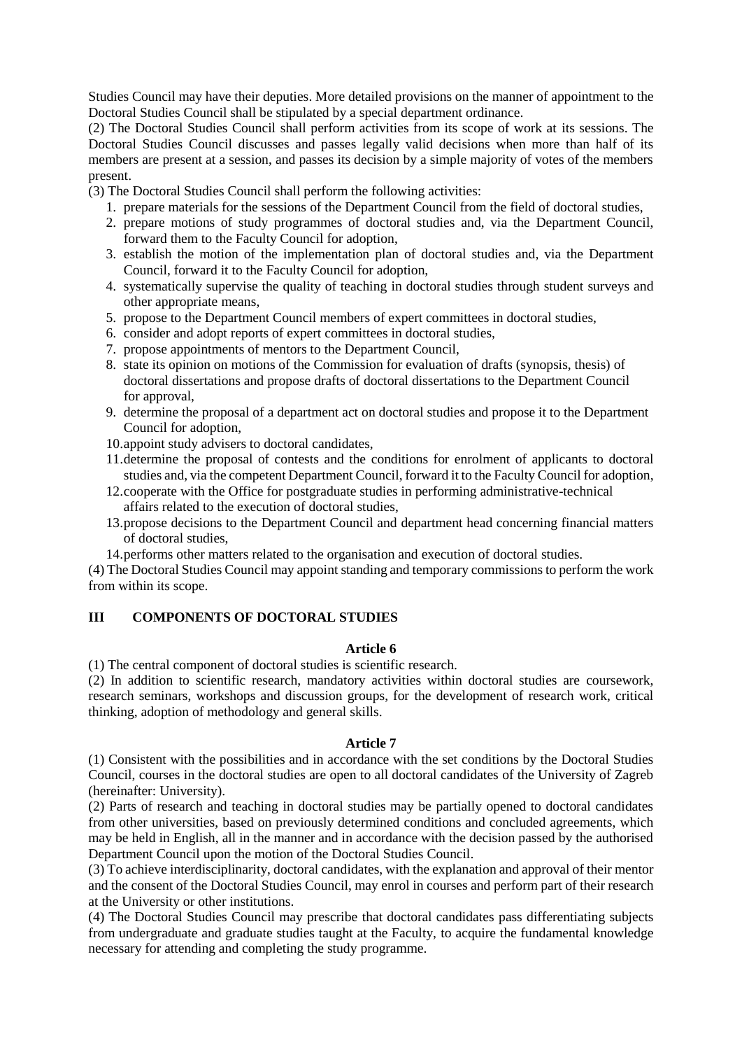Studies Council may have their deputies. More detailed provisions on the manner of appointment to the Doctoral Studies Council shall be stipulated by a special department ordinance.

(2) The Doctoral Studies Council shall perform activities from its scope of work at its sessions. The Doctoral Studies Council discusses and passes legally valid decisions when more than half of its members are present at a session, and passes its decision by a simple majority of votes of the members present.

(3) The Doctoral Studies Council shall perform the following activities:

1. prepare materials for the sessions of the Department Council from the field of doctoral studies,
2. prepare motions of study programmes of doctoral studies and, via the Department Council, forward them to the Faculty Council for adoption,
3. establish the motion of the implementation plan of doctoral studies and, via the Department Council, forward it to the Faculty Council for adoption,
4. systematically supervise the quality of teaching in doctoral studies through student surveys and other appropriate means,
5. propose to the Department Council members of expert committees in doctoral studies,
6. consider and adopt reports of expert committees in doctoral studies,
7. propose appointments of mentors to the Department Council,
8. state its opinion on motions of the Commission for evaluation of drafts (synopsis, thesis) of doctoral dissertations and propose drafts of doctoral dissertations to the Department Council for approval,
9. determine the proposal of a department act on doctoral studies and propose it to the Department Council for adoption,
10. appoint study advisers to doctoral candidates,
11. determine the proposal of contests and the conditions for enrolment of applicants to doctoral studies and, via the competent Department Council, forward it to the Faculty Council for adoption,
12. cooperate with the Office for postgraduate studies in performing administrative-technical affairs related to the execution of doctoral studies,
13. propose decisions to the Department Council and department head concerning financial matters of doctoral studies,
14. performs other matters related to the organisation and execution of doctoral studies.

(4) The Doctoral Studies Council may appoint standing and temporary commissions to perform the work from within its scope.

## III COMPONENTS OF DOCTORAL STUDIES

### Article 6

(1) The central component of doctoral studies is scientific research.

(2) In addition to scientific research, mandatory activities within doctoral studies are coursework, research seminars, workshops and discussion groups, for the development of research work, critical thinking, adoption of methodology and general skills.

### Article 7

(1) Consistent with the possibilities and in accordance with the set conditions by the Doctoral Studies Council, courses in the doctoral studies are open to all doctoral candidates of the University of Zagreb (hereinafter: University).

(2) Parts of research and teaching in doctoral studies may be partially opened to doctoral candidates from other universities, based on previously determined conditions and concluded agreements, which may be held in English, all in the manner and in accordance with the decision passed by the authorised Department Council upon the motion of the Doctoral Studies Council.

(3) To achieve interdisciplinarity, doctoral candidates, with the explanation and approval of their mentor and the consent of the Doctoral Studies Council, may enrol in courses and perform part of their research at the University or other institutions.

(4) The Doctoral Studies Council may prescribe that doctoral candidates pass differentiating subjects from undergraduate and graduate studies taught at the Faculty, to acquire the fundamental knowledge necessary for attending and completing the study programme.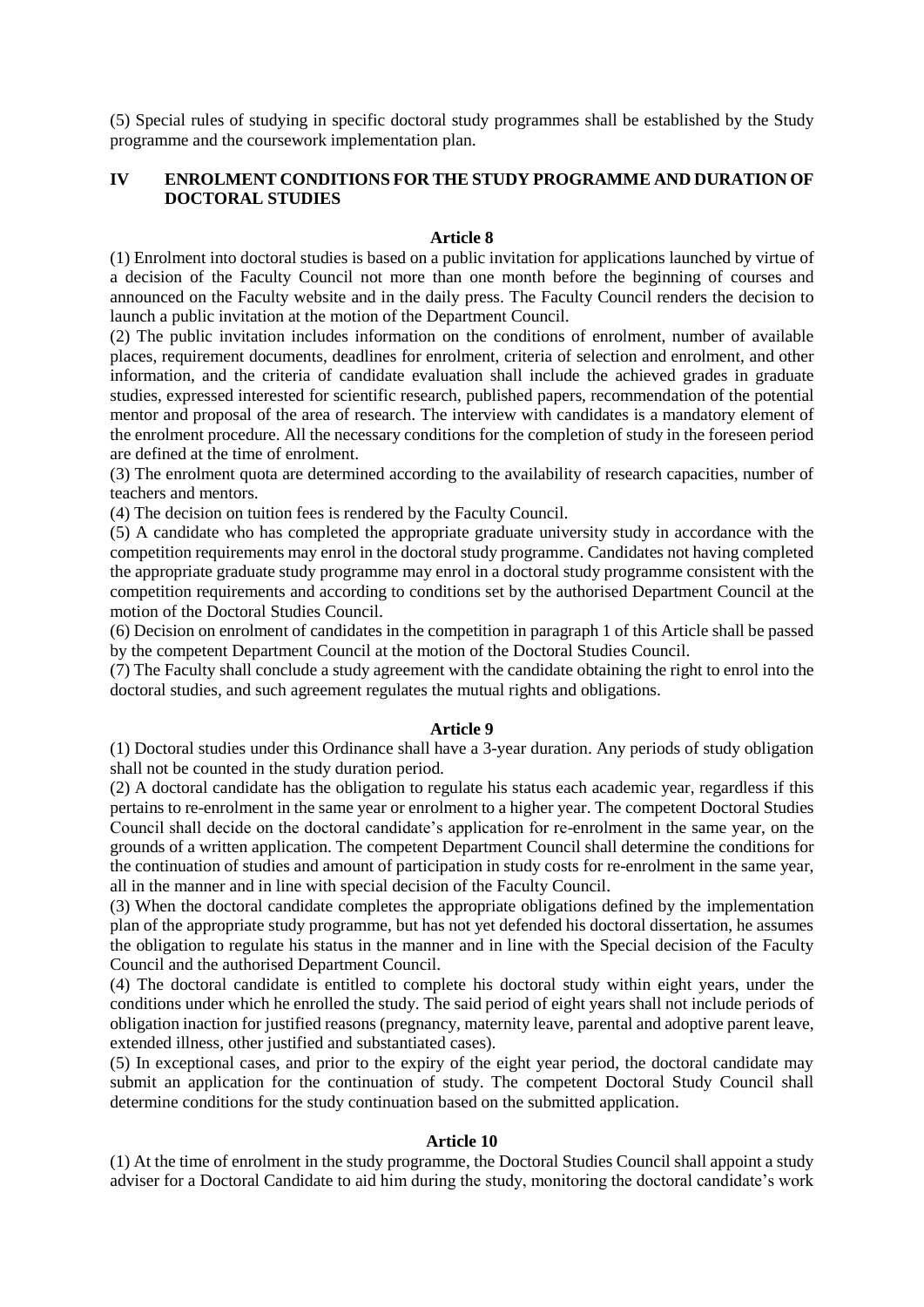(5) Special rules of studying in specific doctoral study programmes shall be established by the Study programme and the coursework implementation plan.

## IV ENROLMENT CONDITIONS FOR THE STUDY PROGRAMME AND DURATION OF DOCTORAL STUDIES

### Article 8

(1) Enrolment into doctoral studies is based on a public invitation for applications launched by virtue of a decision of the Faculty Council not more than one month before the beginning of courses and announced on the Faculty website and in the daily press. The Faculty Council renders the decision to launch a public invitation at the motion of the Department Council.

(2) The public invitation includes information on the conditions of enrolment, number of available places, requirement documents, deadlines for enrolment, criteria of selection and enrolment, and other information, and the criteria of candidate evaluation shall include the achieved grades in graduate studies, expressed interested for scientific research, published papers, recommendation of the potential mentor and proposal of the area of research. The interview with candidates is a mandatory element of the enrolment procedure. All the necessary conditions for the completion of study in the foreseen period are defined at the time of enrolment.

(3) The enrolment quota are determined according to the availability of research capacities, number of teachers and mentors.

(4) The decision on tuition fees is rendered by the Faculty Council.

(5) A candidate who has completed the appropriate graduate university study in accordance with the competition requirements may enrol in the doctoral study programme. Candidates not having completed the appropriate graduate study programme may enrol in a doctoral study programme consistent with the competition requirements and according to conditions set by the authorised Department Council at the motion of the Doctoral Studies Council.

(6) Decision on enrolment of candidates in the competition in paragraph 1 of this Article shall be passed by the competent Department Council at the motion of the Doctoral Studies Council.

(7) The Faculty shall conclude a study agreement with the candidate obtaining the right to enrol into the doctoral studies, and such agreement regulates the mutual rights and obligations.

### Article 9

(1) Doctoral studies under this Ordinance shall have a 3-year duration. Any periods of study obligation shall not be counted in the study duration period.

(2) A doctoral candidate has the obligation to regulate his status each academic year, regardless if this pertains to re-enrolment in the same year or enrolment to a higher year. The competent Doctoral Studies Council shall decide on the doctoral candidate's application for re-enrolment in the same year, on the grounds of a written application. The competent Department Council shall determine the conditions for the continuation of studies and amount of participation in study costs for re-enrolment in the same year, all in the manner and in line with special decision of the Faculty Council.

(3) When the doctoral candidate completes the appropriate obligations defined by the implementation plan of the appropriate study programme, but has not yet defended his doctoral dissertation, he assumes the obligation to regulate his status in the manner and in line with the Special decision of the Faculty Council and the authorised Department Council.

(4) The doctoral candidate is entitled to complete his doctoral study within eight years, under the conditions under which he enrolled the study. The said period of eight years shall not include periods of obligation inaction for justified reasons (pregnancy, maternity leave, parental and adoptive parent leave, extended illness, other justified and substantiated cases).

(5) In exceptional cases, and prior to the expiry of the eight year period, the doctoral candidate may submit an application for the continuation of study. The competent Doctoral Study Council shall determine conditions for the study continuation based on the submitted application.

### Article 10

(1) At the time of enrolment in the study programme, the Doctoral Studies Council shall appoint a study adviser for a Doctoral Candidate to aid him during the study, monitoring the doctoral candidate's work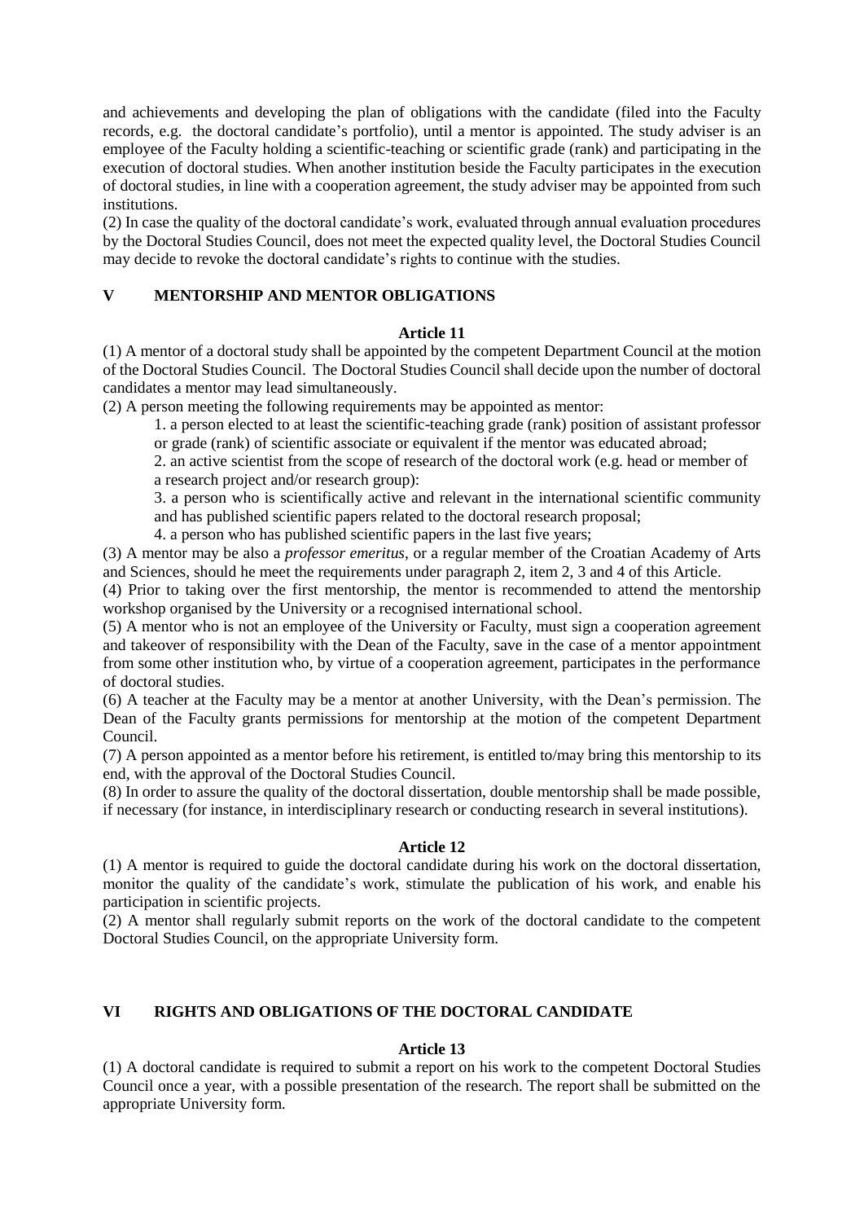and achievements and developing the plan of obligations with the candidate (filed into the Faculty records, e.g. the doctoral candidate's portfolio), until a mentor is appointed. The study adviser is an employee of the Faculty holding a scientific-teaching or scientific grade (rank) and participating in the execution of doctoral studies. When another institution beside the Faculty participates in the execution of doctoral studies, in line with a cooperation agreement, the study adviser may be appointed from such institutions.

(2) In case the quality of the doctoral candidate's work, evaluated through annual evaluation procedures by the Doctoral Studies Council, does not meet the expected quality level, the Doctoral Studies Council may decide to revoke the doctoral candidate's rights to continue with the studies.

## V MENTORSHIP AND MENTOR OBLIGATIONS

### Article 11

(1) A mentor of a doctoral study shall be appointed by the competent Department Council at the motion of the Doctoral Studies Council. The Doctoral Studies Council shall decide upon the number of doctoral candidates a mentor may lead simultaneously.

(2) A person meeting the following requirements may be appointed as mentor:

1. a person elected to at least the scientific-teaching grade (rank) position of assistant professor or grade (rank) of scientific associate or equivalent if the mentor was educated abroad;
2. an active scientist from the scope of research of the doctoral work (e.g. head or member of a research project and/or research group):
3. a person who is scientifically active and relevant in the international scientific community and has published scientific papers related to the doctoral research proposal;
4. a person who has published scientific papers in the last five years;

(3) A mentor may be also a *professor emeritus*, or a regular member of the Croatian Academy of Arts and Sciences, should he meet the requirements under paragraph 2, item 2, 3 and 4 of this Article.

(4) Prior to taking over the first mentorship, the mentor is recommended to attend the mentorship workshop organised by the University or a recognised international school.

(5) A mentor who is not an employee of the University or Faculty, must sign a cooperation agreement and takeover of responsibility with the Dean of the Faculty, save in the case of a mentor appointment from some other institution who, by virtue of a cooperation agreement, participates in the performance of doctoral studies.

(6) A teacher at the Faculty may be a mentor at another University, with the Dean's permission. The Dean of the Faculty grants permissions for mentorship at the motion of the competent Department Council.

(7) A person appointed as a mentor before his retirement, is entitled to/may bring this mentorship to its end, with the approval of the Doctoral Studies Council.

(8) In order to assure the quality of the doctoral dissertation, double mentorship shall be made possible, if necessary (for instance, in interdisciplinary research or conducting research in several institutions).

### Article 12

(1) A mentor is required to guide the doctoral candidate during his work on the doctoral dissertation, monitor the quality of the candidate's work, stimulate the publication of his work, and enable his participation in scientific projects.

(2) A mentor shall regularly submit reports on the work of the doctoral candidate to the competent Doctoral Studies Council, on the appropriate University form.

## VI RIGHTS AND OBLIGATIONS OF THE DOCTORAL CANDIDATE

### Article 13

(1) A doctoral candidate is required to submit a report on his work to the competent Doctoral Studies Council once a year, with a possible presentation of the research. The report shall be submitted on the appropriate University form.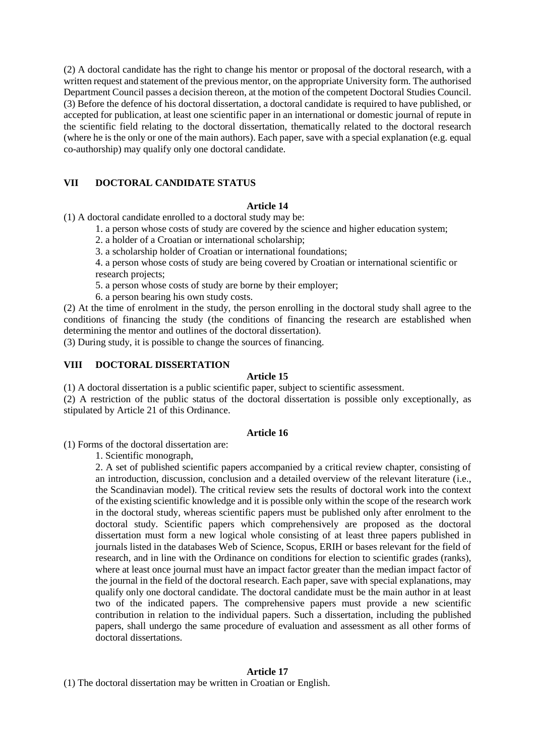(2) A doctoral candidate has the right to change his mentor or proposal of the doctoral research, with a written request and statement of the previous mentor, on the appropriate University form. The authorised Department Council passes a decision thereon, at the motion of the competent Doctoral Studies Council.
(3) Before the defence of his doctoral dissertation, a doctoral candidate is required to have published, or accepted for publication, at least one scientific paper in an international or domestic journal of repute in the scientific field relating to the doctoral dissertation, thematically related to the doctoral research (where he is the only or one of the main authors). Each paper, save with a special explanation (e.g. equal co-authorship) may qualify only one doctoral candidate.

## VII DOCTORAL CANDIDATE STATUS

### Article 14

(1) A doctoral candidate enrolled to a doctoral study may be:

1. a person whose costs of study are covered by the science and higher education system;
2. a holder of a Croatian or international scholarship;
3. a scholarship holder of Croatian or international foundations;
4. a person whose costs of study are being covered by Croatian or international scientific or research projects;
5. a person whose costs of study are borne by their employer;
6. a person bearing his own study costs.

(2) At the time of enrolment in the study, the person enrolling in the doctoral study shall agree to the conditions of financing the study (the conditions of financing the research are established when determining the mentor and outlines of the doctoral dissertation).
(3) During study, it is possible to change the sources of financing.

## VIII DOCTORAL DISSERTATION

### Article 15

(1) A doctoral dissertation is a public scientific paper, subject to scientific assessment.
(2) A restriction of the public status of the doctoral dissertation is possible only exceptionally, as stipulated by Article 21 of this Ordinance.

### Article 16

(1) Forms of the doctoral dissertation are:

1. Scientific monograph,
2. A set of published scientific papers accompanied by a critical review chapter, consisting of an introduction, discussion, conclusion and a detailed overview of the relevant literature (i.e., the Scandinavian model). The critical review sets the results of doctoral work into the context of the existing scientific knowledge and it is possible only within the scope of the research work in the doctoral study, whereas scientific papers must be published only after enrolment to the doctoral study. Scientific papers which comprehensively are proposed as the doctoral dissertation must form a new logical whole consisting of at least three papers published in journals listed in the databases Web of Science, Scopus, ERIH or bases relevant for the field of research, and in line with the Ordinance on conditions for election to scientific grades (ranks), where at least once journal must have an impact factor greater than the median impact factor of the journal in the field of the doctoral research. Each paper, save with special explanations, may qualify only one doctoral candidate. The doctoral candidate must be the main author in at least two of the indicated papers. The comprehensive papers must provide a new scientific contribution in relation to the individual papers. Such a dissertation, including the published papers, shall undergo the same procedure of evaluation and assessment as all other forms of doctoral dissertations.

### Article 17

(1) The doctoral dissertation may be written in Croatian or English.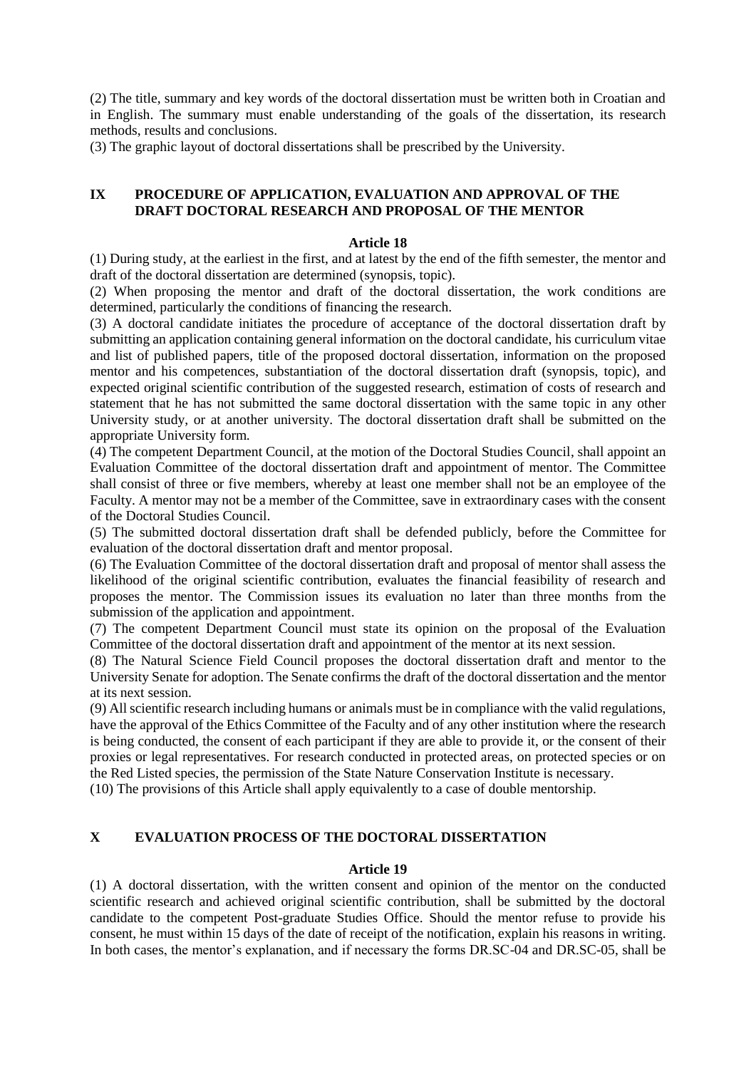(2) The title, summary and key words of the doctoral dissertation must be written both in Croatian and in English. The summary must enable understanding of the goals of the dissertation, its research methods, results and conclusions.

(3) The graphic layout of doctoral dissertations shall be prescribed by the University.

## IX PROCEDURE OF APPLICATION, EVALUATION AND APPROVAL OF THE DRAFT DOCTORAL RESEARCH AND PROPOSAL OF THE MENTOR

### Article 18

(1) During study, at the earliest in the first, and at latest by the end of the fifth semester, the mentor and draft of the doctoral dissertation are determined (synopsis, topic).

(2) When proposing the mentor and draft of the doctoral dissertation, the work conditions are determined, particularly the conditions of financing the research.

(3) A doctoral candidate initiates the procedure of acceptance of the doctoral dissertation draft by submitting an application containing general information on the doctoral candidate, his curriculum vitae and list of published papers, title of the proposed doctoral dissertation, information on the proposed mentor and his competences, substantiation of the doctoral dissertation draft (synopsis, topic), and expected original scientific contribution of the suggested research, estimation of costs of research and statement that he has not submitted the same doctoral dissertation with the same topic in any other University study, or at another university. The doctoral dissertation draft shall be submitted on the appropriate University form.

(4) The competent Department Council, at the motion of the Doctoral Studies Council, shall appoint an Evaluation Committee of the doctoral dissertation draft and appointment of mentor. The Committee shall consist of three or five members, whereby at least one member shall not be an employee of the Faculty. A mentor may not be a member of the Committee, save in extraordinary cases with the consent of the Doctoral Studies Council.

(5) The submitted doctoral dissertation draft shall be defended publicly, before the Committee for evaluation of the doctoral dissertation draft and mentor proposal.

(6) The Evaluation Committee of the doctoral dissertation draft and proposal of mentor shall assess the likelihood of the original scientific contribution, evaluates the financial feasibility of research and proposes the mentor. The Commission issues its evaluation no later than three months from the submission of the application and appointment.

(7) The competent Department Council must state its opinion on the proposal of the Evaluation Committee of the doctoral dissertation draft and appointment of the mentor at its next session.

(8) The Natural Science Field Council proposes the doctoral dissertation draft and mentor to the University Senate for adoption. The Senate confirms the draft of the doctoral dissertation and the mentor at its next session.

(9) All scientific research including humans or animals must be in compliance with the valid regulations, have the approval of the Ethics Committee of the Faculty and of any other institution where the research is being conducted, the consent of each participant if they are able to provide it, or the consent of their proxies or legal representatives. For research conducted in protected areas, on protected species or on the Red Listed species, the permission of the State Nature Conservation Institute is necessary.

(10) The provisions of this Article shall apply equivalently to a case of double mentorship.

## X EVALUATION PROCESS OF THE DOCTORAL DISSERTATION

### Article 19

(1) A doctoral dissertation, with the written consent and opinion of the mentor on the conducted scientific research and achieved original scientific contribution, shall be submitted by the doctoral candidate to the competent Post-graduate Studies Office. Should the mentor refuse to provide his consent, he must within 15 days of the date of receipt of the notification, explain his reasons in writing. In both cases, the mentor's explanation, and if necessary the forms DR.SC-04 and DR.SC-05, shall be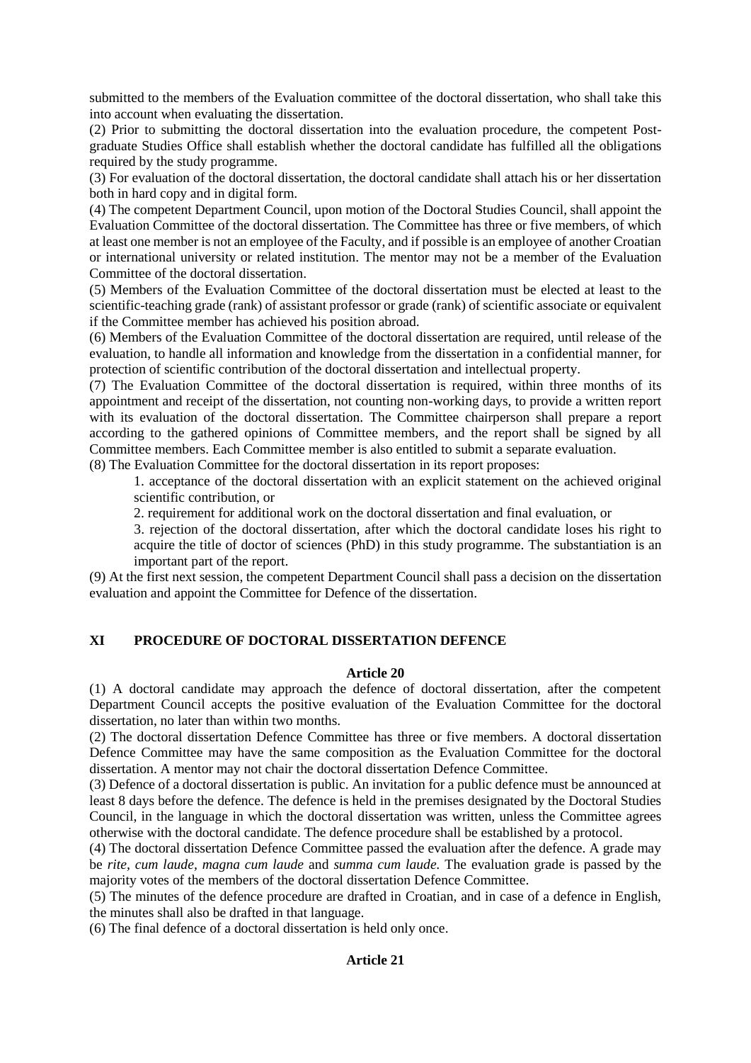submitted to the members of the Evaluation committee of the doctoral dissertation, who shall take this into account when evaluating the dissertation.

(2) Prior to submitting the doctoral dissertation into the evaluation procedure, the competent Post-graduate Studies Office shall establish whether the doctoral candidate has fulfilled all the obligations required by the study programme.

(3) For evaluation of the doctoral dissertation, the doctoral candidate shall attach his or her dissertation both in hard copy and in digital form.

(4) The competent Department Council, upon motion of the Doctoral Studies Council, shall appoint the Evaluation Committee of the doctoral dissertation. The Committee has three or five members, of which at least one member is not an employee of the Faculty, and if possible is an employee of another Croatian or international university or related institution. The mentor may not be a member of the Evaluation Committee of the doctoral dissertation.

(5) Members of the Evaluation Committee of the doctoral dissertation must be elected at least to the scientific-teaching grade (rank) of assistant professor or grade (rank) of scientific associate or equivalent if the Committee member has achieved his position abroad.

(6) Members of the Evaluation Committee of the doctoral dissertation are required, until release of the evaluation, to handle all information and knowledge from the dissertation in a confidential manner, for protection of scientific contribution of the doctoral dissertation and intellectual property.

(7) The Evaluation Committee of the doctoral dissertation is required, within three months of its appointment and receipt of the dissertation, not counting non-working days, to provide a written report with its evaluation of the doctoral dissertation. The Committee chairperson shall prepare a report according to the gathered opinions of Committee members, and the report shall be signed by all Committee members. Each Committee member is also entitled to submit a separate evaluation.

(8) The Evaluation Committee for the doctoral dissertation in its report proposes:

1. acceptance of the doctoral dissertation with an explicit statement on the achieved original scientific contribution, or
2. requirement for additional work on the doctoral dissertation and final evaluation, or
3. rejection of the doctoral dissertation, after which the doctoral candidate loses his right to acquire the title of doctor of sciences (PhD) in this study programme. The substantiation is an important part of the report.

(9) At the first next session, the competent Department Council shall pass a decision on the dissertation evaluation and appoint the Committee for Defence of the dissertation.

## XI PROCEDURE OF DOCTORAL DISSERTATION DEFENCE

### Article 20

(1) A doctoral candidate may approach the defence of doctoral dissertation, after the competent Department Council accepts the positive evaluation of the Evaluation Committee for the doctoral dissertation, no later than within two months.

(2) The doctoral dissertation Defence Committee has three or five members. A doctoral dissertation Defence Committee may have the same composition as the Evaluation Committee for the doctoral dissertation. A mentor may not chair the doctoral dissertation Defence Committee.

(3) Defence of a doctoral dissertation is public. An invitation for a public defence must be announced at least 8 days before the defence. The defence is held in the premises designated by the Doctoral Studies Council, in the language in which the doctoral dissertation was written, unless the Committee agrees otherwise with the doctoral candidate. The defence procedure shall be established by a protocol.

(4) The doctoral dissertation Defence Committee passed the evaluation after the defence. A grade may be *rite, cum laude, magna cum laude* and *summa cum laude.* The evaluation grade is passed by the majority votes of the members of the doctoral dissertation Defence Committee.

(5) The minutes of the defence procedure are drafted in Croatian, and in case of a defence in English, the minutes shall also be drafted in that language.

(6) The final defence of a doctoral dissertation is held only once.

### Article 21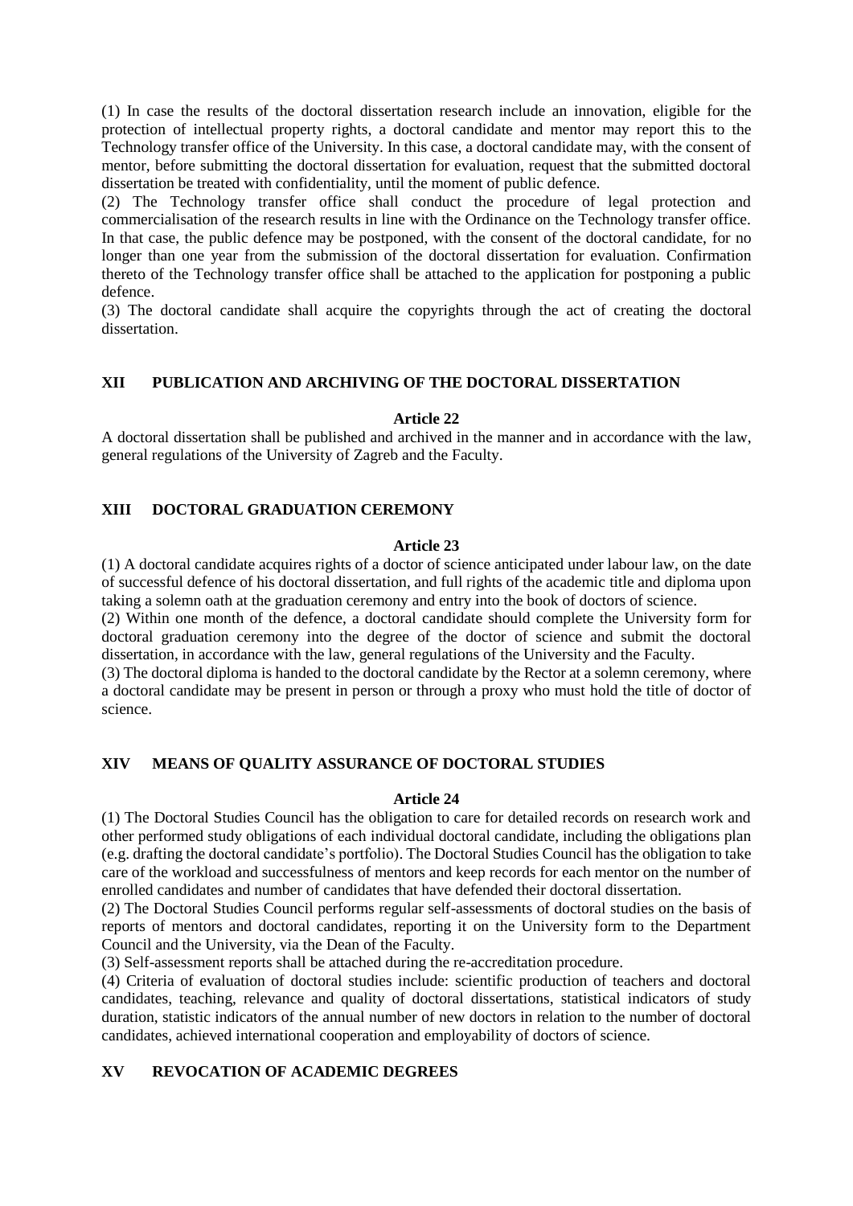(1) In case the results of the doctoral dissertation research include an innovation, eligible for the protection of intellectual property rights, a doctoral candidate and mentor may report this to the Technology transfer office of the University. In this case, a doctoral candidate may, with the consent of mentor, before submitting the doctoral dissertation for evaluation, request that the submitted doctoral dissertation be treated with confidentiality, until the moment of public defence.

(2) The Technology transfer office shall conduct the procedure of legal protection and commercialisation of the research results in line with the Ordinance on the Technology transfer office. In that case, the public defence may be postponed, with the consent of the doctoral candidate, for no longer than one year from the submission of the doctoral dissertation for evaluation. Confirmation thereto of the Technology transfer office shall be attached to the application for postponing a public defence.

(3) The doctoral candidate shall acquire the copyrights through the act of creating the doctoral dissertation.

## XII PUBLICATION AND ARCHIVING OF THE DOCTORAL DISSERTATION

**Article 22**

A doctoral dissertation shall be published and archived in the manner and in accordance with the law, general regulations of the University of Zagreb and the Faculty.

## XIII DOCTORAL GRADUATION CEREMONY

**Article 23**

(1) A doctoral candidate acquires rights of a doctor of science anticipated under labour law, on the date of successful defence of his doctoral dissertation, and full rights of the academic title and diploma upon taking a solemn oath at the graduation ceremony and entry into the book of doctors of science.

(2) Within one month of the defence, a doctoral candidate should complete the University form for doctoral graduation ceremony into the degree of the doctor of science and submit the doctoral dissertation, in accordance with the law, general regulations of the University and the Faculty.

(3) The doctoral diploma is handed to the doctoral candidate by the Rector at a solemn ceremony, where a doctoral candidate may be present in person or through a proxy who must hold the title of doctor of science.

## XIV MEANS OF QUALITY ASSURANCE OF DOCTORAL STUDIES

**Article 24**

(1) The Doctoral Studies Council has the obligation to care for detailed records on research work and other performed study obligations of each individual doctoral candidate, including the obligations plan (e.g. drafting the doctoral candidate's portfolio). The Doctoral Studies Council has the obligation to take care of the workload and successfulness of mentors and keep records for each mentor on the number of enrolled candidates and number of candidates that have defended their doctoral dissertation.

(2) The Doctoral Studies Council performs regular self-assessments of doctoral studies on the basis of reports of mentors and doctoral candidates, reporting it on the University form to the Department Council and the University, via the Dean of the Faculty.

(3) Self-assessment reports shall be attached during the re-accreditation procedure.

(4) Criteria of evaluation of doctoral studies include: scientific production of teachers and doctoral candidates, teaching, relevance and quality of doctoral dissertations, statistical indicators of study duration, statistic indicators of the annual number of new doctors in relation to the number of doctoral candidates, achieved international cooperation and employability of doctors of science.

## XV REVOCATION OF ACADEMIC DEGREES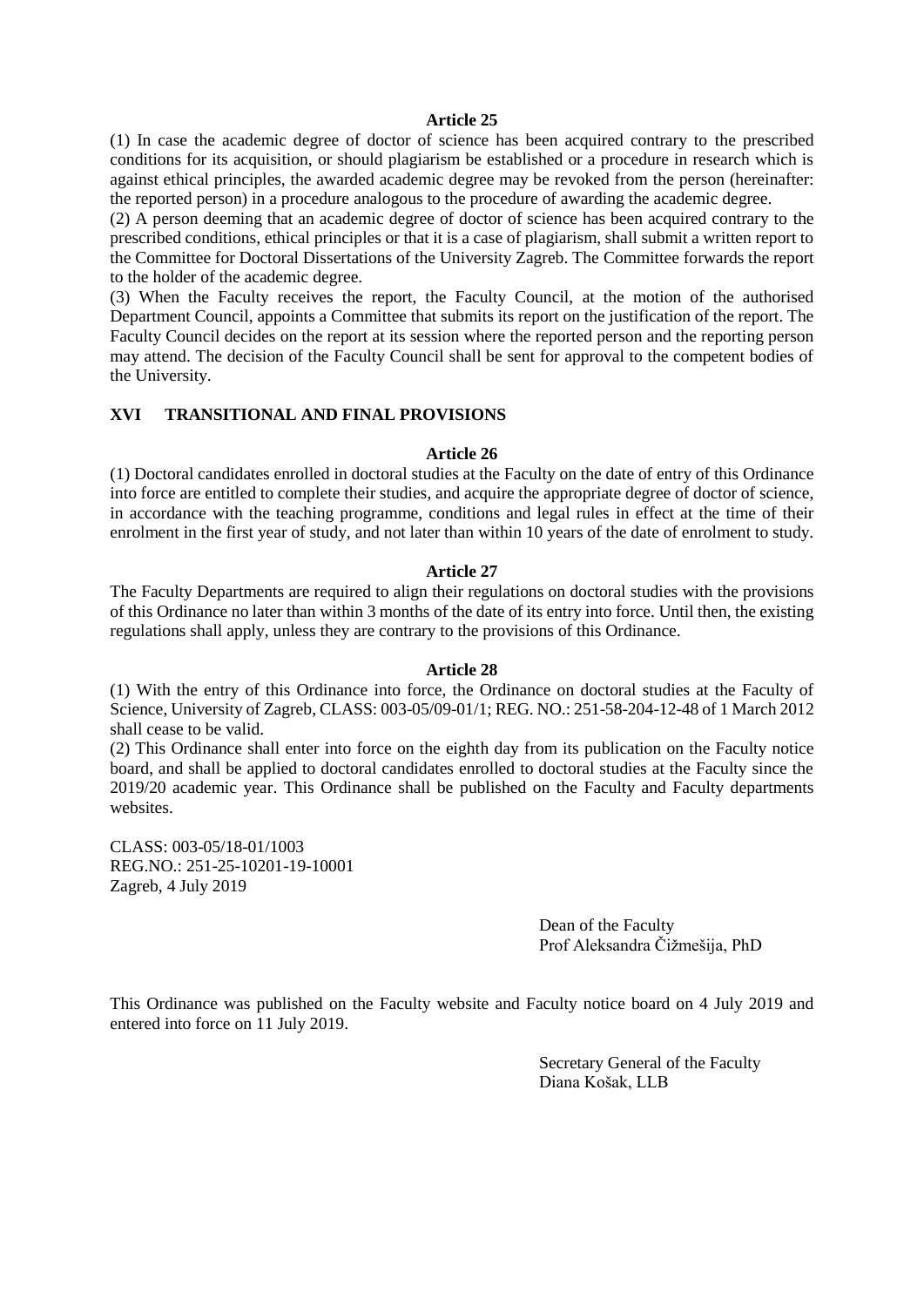**Article 25**

(1) In case the academic degree of doctor of science has been acquired contrary to the prescribed conditions for its acquisition, or should plagiarism be established or a procedure in research which is against ethical principles, the awarded academic degree may be revoked from the person (hereinafter: the reported person) in a procedure analogous to the procedure of awarding the academic degree.

(2) A person deeming that an academic degree of doctor of science has been acquired contrary to the prescribed conditions, ethical principles or that it is a case of plagiarism, shall submit a written report to the Committee for Doctoral Dissertations of the University Zagreb. The Committee forwards the report to the holder of the academic degree.

(3) When the Faculty receives the report, the Faculty Council, at the motion of the authorised Department Council, appoints a Committee that submits its report on the justification of the report. The Faculty Council decides on the report at its session where the reported person and the reporting person may attend. The decision of the Faculty Council shall be sent for approval to the competent bodies of the University.

## XVI TRANSITIONAL AND FINAL PROVISIONS

**Article 26**

(1) Doctoral candidates enrolled in doctoral studies at the Faculty on the date of entry of this Ordinance into force are entitled to complete their studies, and acquire the appropriate degree of doctor of science, in accordance with the teaching programme, conditions and legal rules in effect at the time of their enrolment in the first year of study, and not later than within 10 years of the date of enrolment to study.

**Article 27**

The Faculty Departments are required to align their regulations on doctoral studies with the provisions of this Ordinance no later than within 3 months of the date of its entry into force. Until then, the existing regulations shall apply, unless they are contrary to the provisions of this Ordinance.

**Article 28**

(1) With the entry of this Ordinance into force, the Ordinance on doctoral studies at the Faculty of Science, University of Zagreb, CLASS: 003-05/09-01/1; REG. NO.: 251-58-204-12-48 of 1 March 2012 shall cease to be valid.

(2) This Ordinance shall enter into force on the eighth day from its publication on the Faculty notice board, and shall be applied to doctoral candidates enrolled to doctoral studies at the Faculty since the 2019/20 academic year. This Ordinance shall be published on the Faculty and Faculty departments websites.

CLASS: 003-05/18-01/1003
REG.NO.: 251-25-10201-19-10001
Zagreb, 4 July 2019

Dean of the Faculty
Prof Aleksandra Čižmešija, PhD

This Ordinance was published on the Faculty website and Faculty notice board on 4 July 2019 and entered into force on 11 July 2019.

Secretary General of the Faculty
Diana Košak, LLB